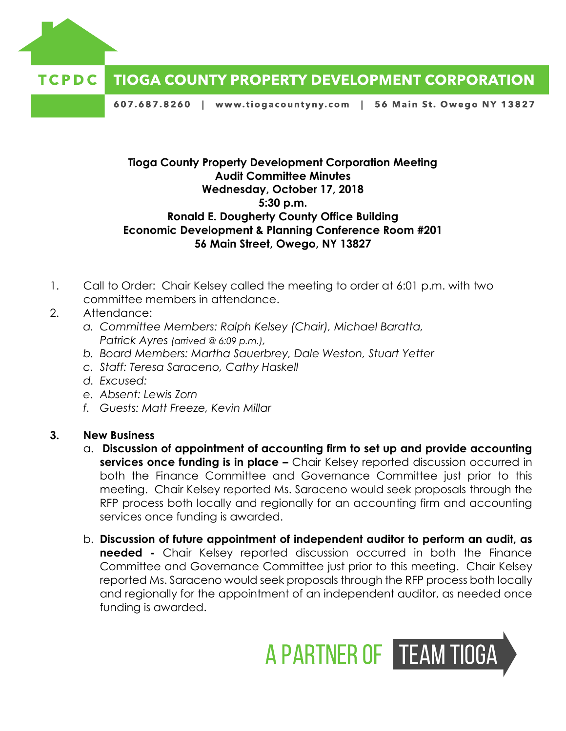**TCPDC TIOGA COUNTY PROPERTY DEVELOPMENT CORPORATION**

607.687.8260 | www.tiogacountyny.com | 56 Main St. Owego NY 13827

**Tioga County Property Development Corporation Meeting**
**Audit Committee Minutes**
**Wednesday, October 17, 2018**
**5:30 p.m.**
**Ronald E. Dougherty County Office Building**
**Economic Development & Planning Conference Room #201**
**56 Main Street, Owego, NY 13827**

1. Call to Order: Chair Kelsey called the meeting to order at 6:01 p.m. with two committee members in attendance.
2. Attendance:
   a. *Committee Members: Ralph Kelsey (Chair), Michael Baratta, Patrick Ayres (arrived @ 6:09 p.m.),*
   b. *Board Members: Martha Sauerbrey, Dale Weston, Stuart Yetter*
   c. *Staff: Teresa Saraceno, Cathy Haskell*
   d. *Excused:*
   e. *Absent: Lewis Zorn*
   f. *Guests: Matt Freeze, Kevin Millar*

3. **New Business**
   a. **Discussion of appointment of accounting firm to set up and provide accounting services once funding is in place –** Chair Kelsey reported discussion occurred in both the Finance Committee and Governance Committee just prior to this meeting. Chair Kelsey reported Ms. Saraceno would seek proposals through the RFP process both locally and regionally for an accounting firm and accounting services once funding is awarded.
   b. **Discussion of future appointment of independent auditor to perform an audit, as needed -** Chair Kelsey reported discussion occurred in both the Finance Committee and Governance Committee just prior to this meeting. Chair Kelsey reported Ms. Saraceno would seek proposals through the RFP process both locally and regionally for the appointment of an independent auditor, as needed once funding is awarded.

A PARTNER OF TEAM TIOGA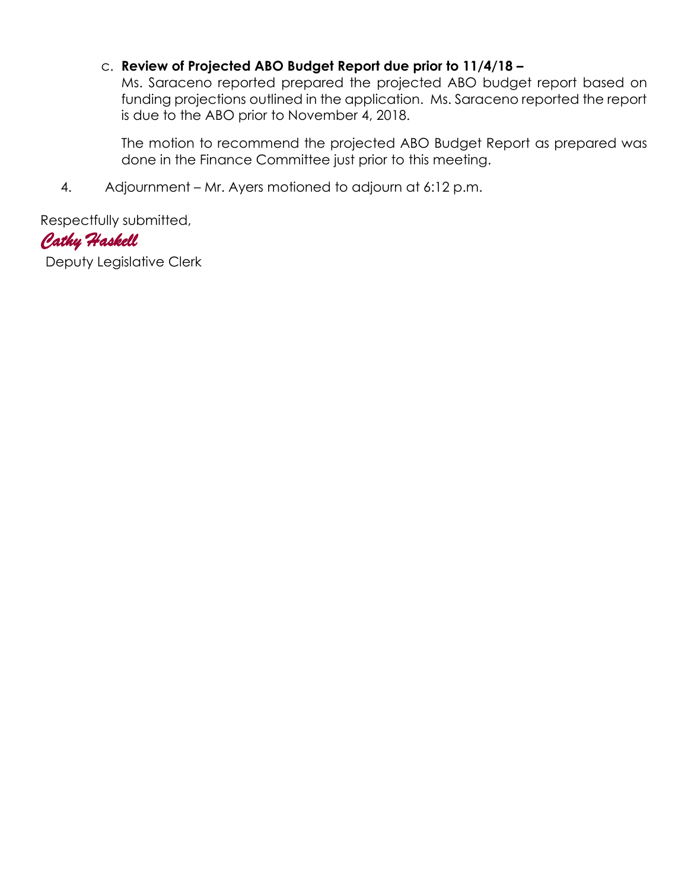c. **Review of Projected ABO Budget Report due prior to 11/4/18 –**
   Ms. Saraceno reported prepared the projected ABO budget report based on funding projections outlined in the application. Ms. Saraceno reported the report is due to the ABO prior to November 4, 2018.

   The motion to recommend the projected ABO Budget Report as prepared was done in the Finance Committee just prior to this meeting.

4. Adjournment – Mr. Ayers motioned to adjourn at 6:12 p.m.

Respectfully submitted,

*Cathy Haskell*

Deputy Legislative Clerk